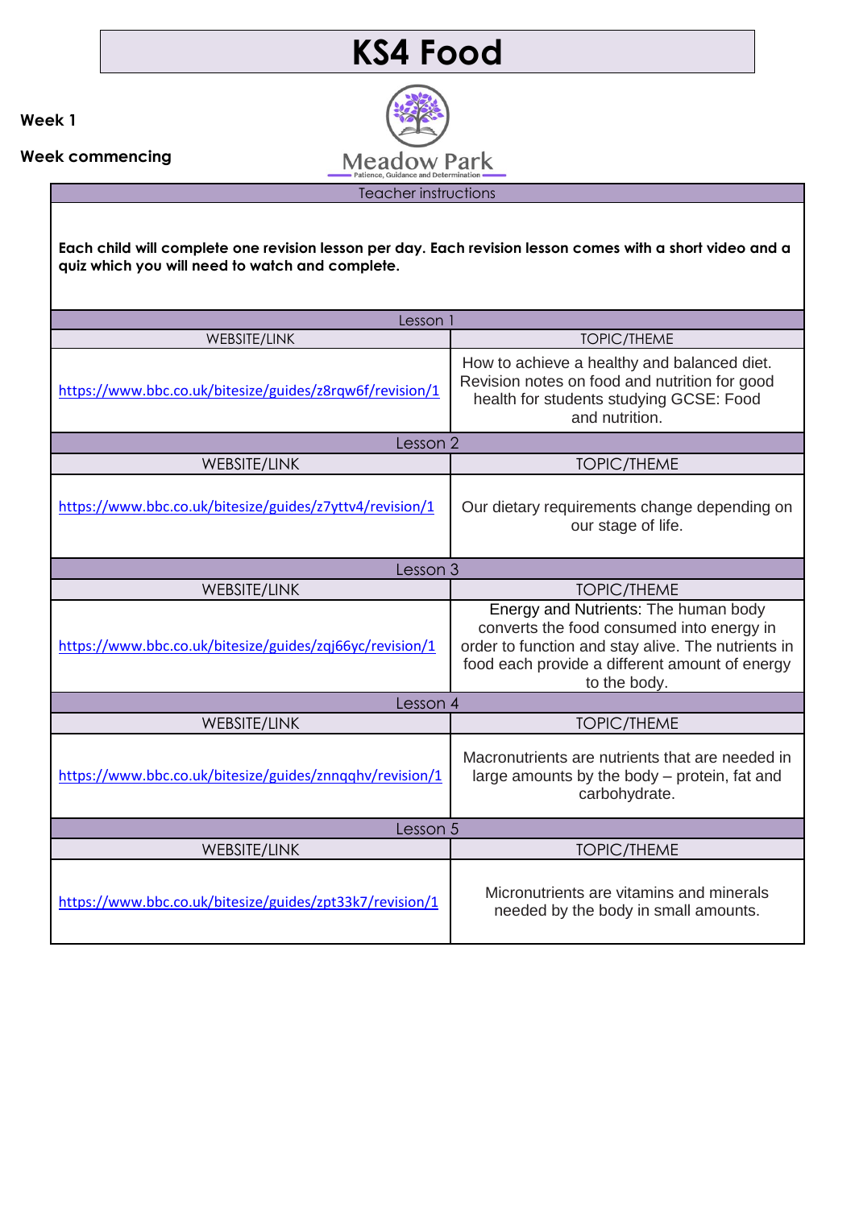# KS4 Food

**Week 1**

**Week commencing**

Meadow Park

Patience, Guidance and Determination

| Teacher instructions |
|---|
| **Each child will complete one revision lesson per day. Each revision lesson comes with a short video and a quiz which you will need to watch and complete.** |

| Lesson 1 | |
|---|---|
| WEBSITE/LINK | TOPIC/THEME |
| https://www.bbc.co.uk/bitesize/guides/z8rqw6f/revision/1 | How to achieve a healthy and balanced diet. Revision notes on food and nutrition for good health for students studying GCSE: Food and nutrition. |

| Lesson 2 | |
|---|---|
| WEBSITE/LINK | TOPIC/THEME |
| https://www.bbc.co.uk/bitesize/guides/z7yttv4/revision/1 | Our dietary requirements change depending on our stage of life. |

| Lesson 3 | |
|---|---|
| WEBSITE/LINK | TOPIC/THEME |
| https://www.bbc.co.uk/bitesize/guides/zqj66yc/revision/1 | Energy and Nutrients: The human body converts the food consumed into energy in order to function and stay alive. The nutrients in food each provide a different amount of energy to the body. |

| Lesson 4 | |
|---|---|
| WEBSITE/LINK | TOPIC/THEME |
| https://www.bbc.co.uk/bitesize/guides/znnqqhv/revision/1 | Macronutrients are nutrients that are needed in large amounts by the body – protein, fat and carbohydrate. |

| Lesson 5 | |
|---|---|
| WEBSITE/LINK | TOPIC/THEME |
| https://www.bbc.co.uk/bitesize/guides/zpt33k7/revision/1 | Micronutrients are vitamins and minerals needed by the body in small amounts. |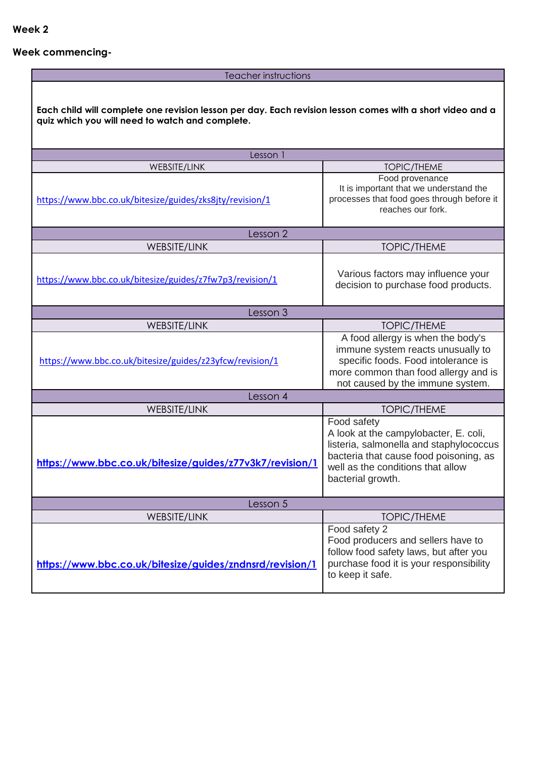**Week 2**

**Week commencing-**

| Teacher instructions | |
|---|---|
| **Each child will complete one revision lesson per day. Each revision lesson comes with a short video and a quiz which you will need to watch and complete.** | |
| Lesson 1 | |
| WEBSITE/LINK | TOPIC/THEME |
| https://www.bbc.co.uk/bitesize/guides/zks8jty/revision/1 | Food provenance<br>It is important that we understand the processes that food goes through before it reaches our fork. |
| Lesson 2 | |
| WEBSITE/LINK | TOPIC/THEME |
| https://www.bbc.co.uk/bitesize/guides/z7fw7p3/revision/1 | Various factors may influence your decision to purchase food products. |
| Lesson 3 | |
| WEBSITE/LINK | TOPIC/THEME |
| https://www.bbc.co.uk/bitesize/guides/z23yfcw/revision/1 | A food allergy is when the body's immune system reacts unusually to specific foods. Food intolerance is more common than food allergy and is not caused by the immune system. |
| Lesson 4 | |
| WEBSITE/LINK | TOPIC/THEME |
| **https://www.bbc.co.uk/bitesize/guides/z77v3k7/revision/1** | Food safety<br>A look at the campylobacter, E. coli, listeria, salmonella and staphylococcus bacteria that cause food poisoning, as well as the conditions that allow bacterial growth. |
| Lesson 5 | |
| WEBSITE/LINK | TOPIC/THEME |
| **https://www.bbc.co.uk/bitesize/guides/zndnsrd/revision/1** | Food safety 2<br>Food producers and sellers have to follow food safety laws, but after you purchase food it is your responsibility to keep it safe. |